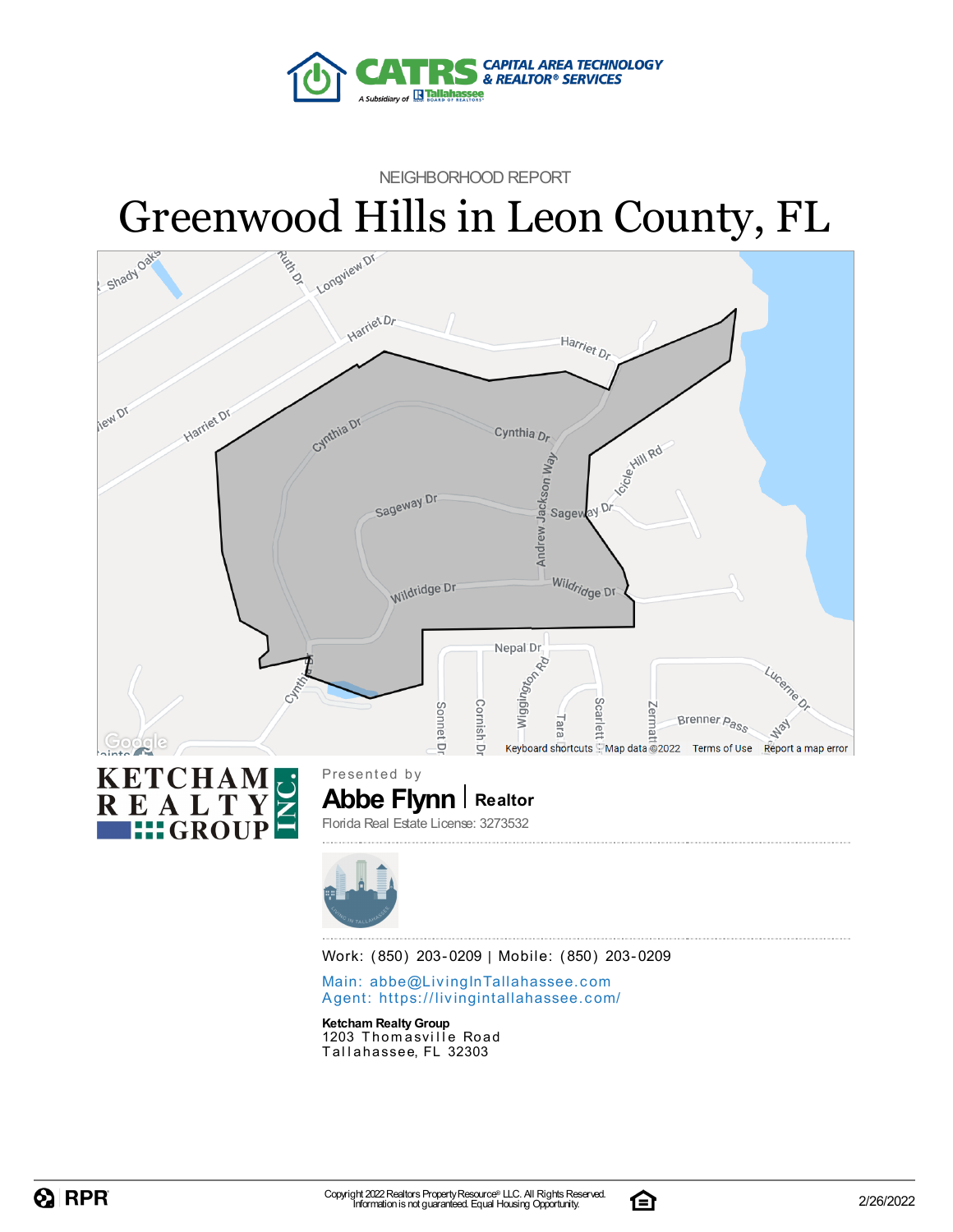CAPITAL AREA TECHNOLOGY & REALTOR® SERVICES

NEIGHBORHOOD REPORT

# Greenwood Hills in Leon County, FL

Presented by

**Abbe Flynn** | **Realtor**

Florida Real Estate License: 3273532

Work: (850) 203-0209 | Mobile: (850) 203-0209

Main: abbe@LivingInTallahassee.com
Agent: https://livingintallahassee.com/

**Ketcham Realty Group**
1203 Thomasville Road
Tallahassee, FL 32303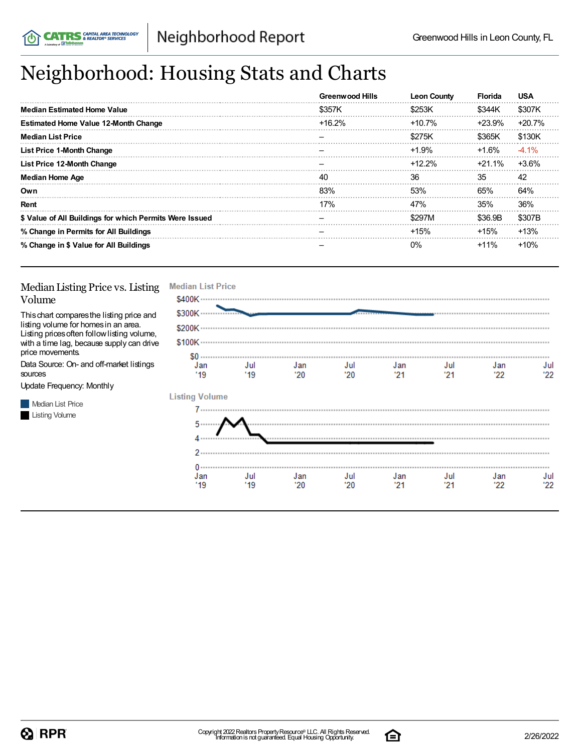# Neighborhood: Housing Stats and Charts

| | Greenwood Hills | Leon County | Florida | USA |
|---|---|---|---|---|
| **Median Estimated Home Value** | $357K | $253K | $344K | $307K |
| **Estimated Home Value 12-Month Change** | +16.2% | +10.7% | +23.9% | +20.7% |
| **Median List Price** | – | $275K | $365K | $130K |
| **List Price 1-Month Change** | – | +1.9% | +1.6% | -4.1% |
| **List Price 12-Month Change** | – | +12.2% | +21.1% | +3.6% |
| **Median Home Age** | 40 | 36 | 35 | 42 |
| **Own** | 83% | 53% | 65% | 64% |
| **Rent** | 17% | 47% | 35% | 36% |
| **$ Value of All Buildings for which Permits Were Issued** | – | $297M | $36.9B | $307B |
| **% Change in Permits for All Buildings** | – | +15% | +15% | +13% |
| **% Change in $ Value for All Buildings** | – | 0% | +11% | +10% |

## Median Listing Price vs. Listing Volume

This chart compares the listing price and listing volume for homes in an area. Listing prices often follow listing volume, with a time lag, because supply can drive price movements.

Data Source: On- and off-market listings sources

Update Frequency: Monthly

Median List Price

Listing Volume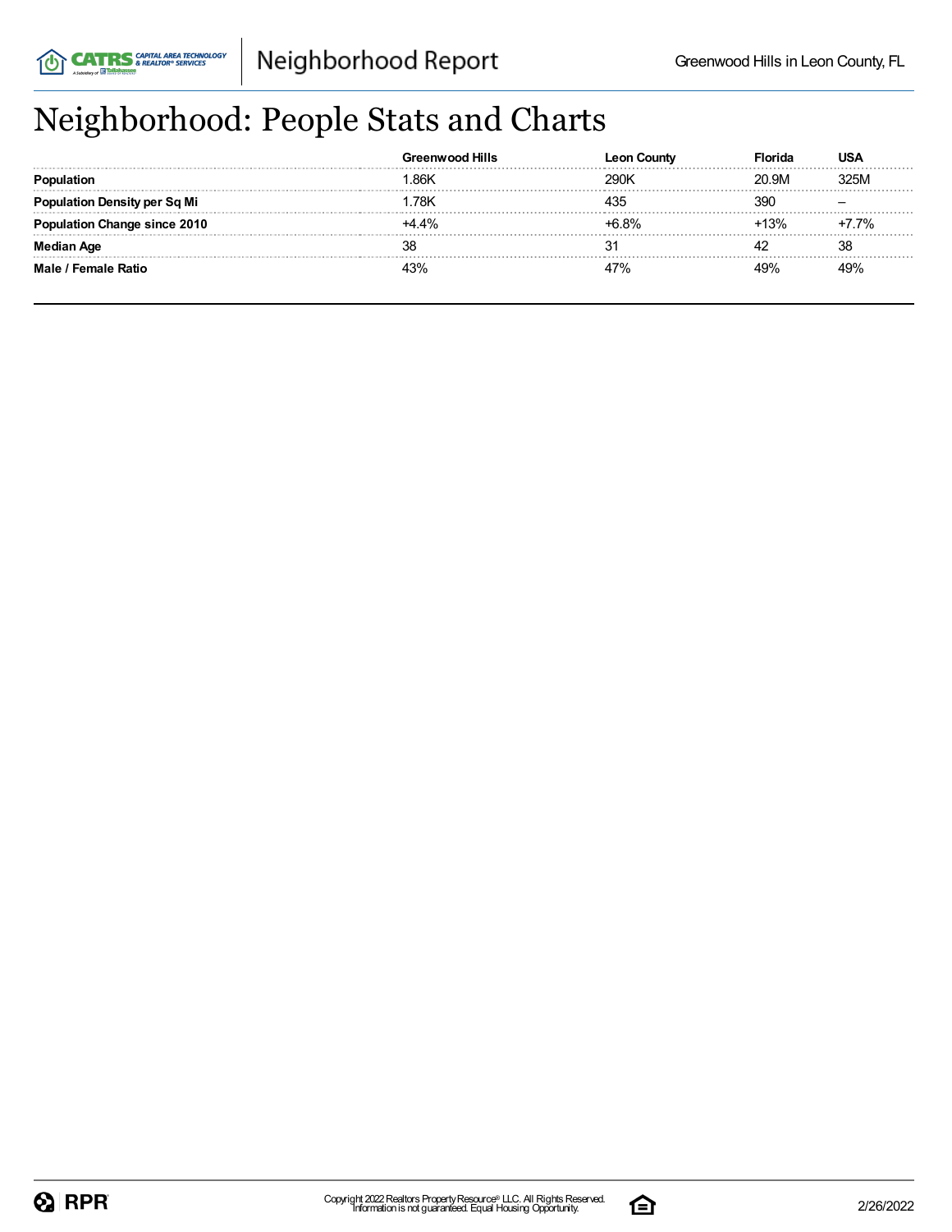# Neighborhood: People Stats and Charts

| | Greenwood Hills | Leon County | Florida | USA |
|---|---|---|---|---|
| **Population** | 1.86K | 290K | 20.9M | 325M |
| **Population Density per Sq Mi** | 1.78K | 435 | 390 | – |
| **Population Change since 2010** | +4.4% | +6.8% | +13% | +7.7% |
| **Median Age** | 38 | 31 | 42 | 38 |
| **Male / Female Ratio** | 43% | 47% | 49% | 49% |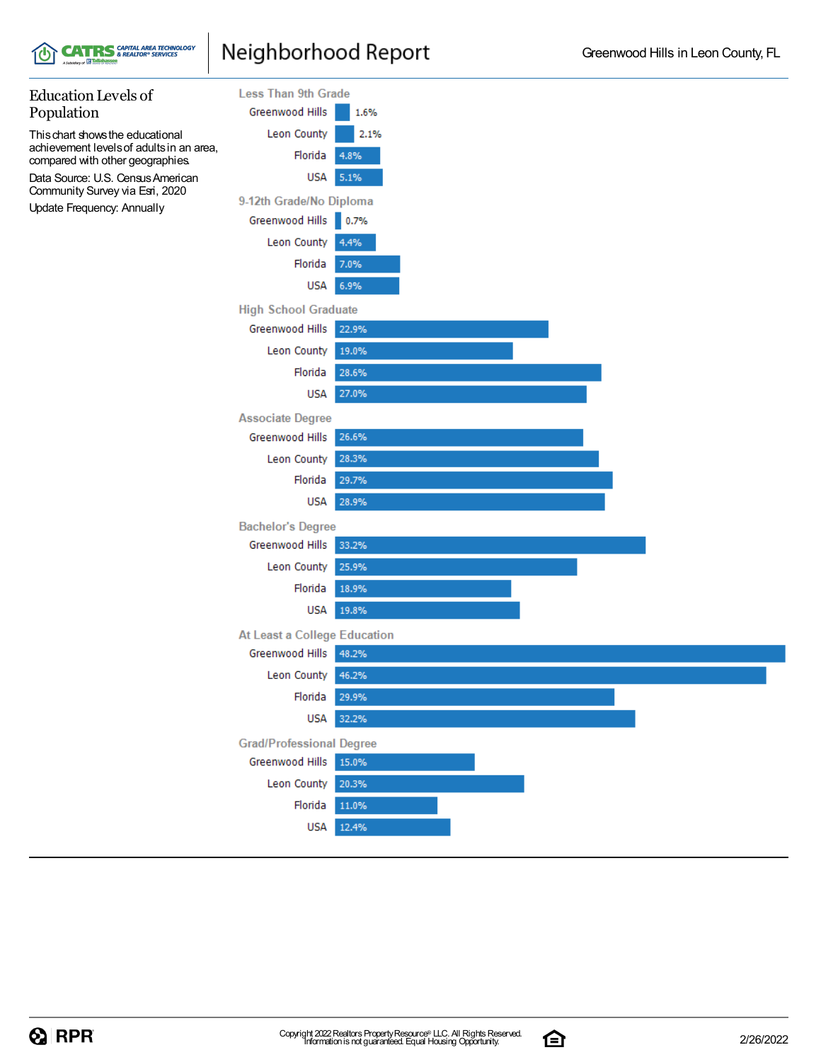## Education Levels of Population

This chart shows the educational achievement levels of adults in an area, compared with other geographies.

Data Source: U.S. Census American Community Survey via Esri, 2020

Update Frequency: Annually

| Education Level | Greenwood Hills | Leon County | Florida | USA |
|---|---|---|---|---|
| Less Than 9th Grade | 1.6% | 2.1% | 4.8% | 5.1% |
| 9-12th Grade/No Diploma | 0.7% | 4.4% | 7.0% | 6.9% |
| High School Graduate | 22.9% | 19.0% | 28.6% | 27.0% |
| Associate Degree | 26.6% | 28.3% | 29.7% | 28.9% |
| Bachelor's Degree | 33.2% | 25.9% | 18.9% | 19.8% |
| At Least a College Education | 48.2% | 46.2% | 29.9% | 32.2% |
| Grad/Professional Degree | 15.0% | 20.3% | 11.0% | 12.4% |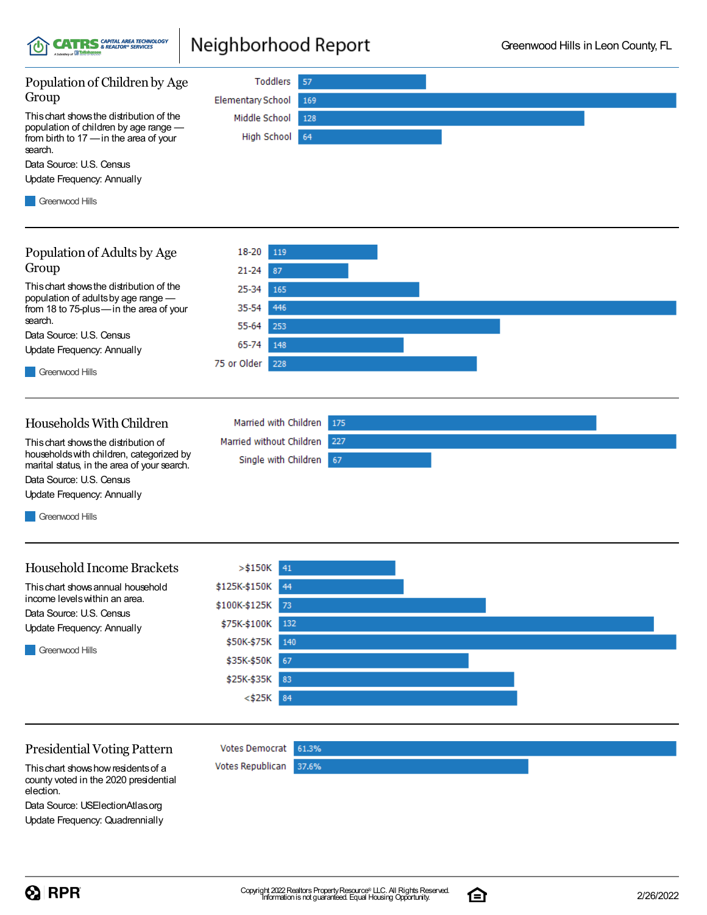## Population of Children by Age Group

This chart shows the distribution of the population of children by age range — from birth to 17 — in the area of your search.

Data Source: U.S. Census

Update Frequency: Annually

Greenwood Hills

| Age Group | Greenwood Hills |
|---|---|
| Toddlers | 57 |
| Elementary School | 169 |
| Middle School | 128 |
| High School | 64 |

## Population of Adults by Age Group

This chart shows the distribution of the population of adults by age range — from 18 to 75-plus — in the area of your search.

Data Source: U.S. Census

Update Frequency: Annually

Greenwood Hills

| Age Group | Greenwood Hills |
|---|---|
| 18-20 | 119 |
| 21-24 | 87 |
| 25-34 | 165 |
| 35-54 | 446 |
| 55-64 | 253 |
| 65-74 | 148 |
| 75 or Older | 228 |

## Households With Children

This chart shows the distribution of households with children, categorized by marital status, in the area of your search.

Data Source: U.S. Census

Update Frequency: Annually

Greenwood Hills

| Household Type | Greenwood Hills |
|---|---|
| Married with Children | 175 |
| Married without Children | 227 |
| Single with Children | 67 |

## Household Income Brackets

This chart shows annual household income levels within an area.

Data Source: U.S. Census

Update Frequency: Annually

Greenwood Hills

| Income Bracket | Greenwood Hills |
|---|---|
| >$150K | 41 |
| $125K-$150K | 44 |
| $100K-$125K | 73 |
| $75K-$100K | 132 |
| $50K-$75K | 140 |
| $35K-$50K | 67 |
| $25K-$35K | 83 |
| <$25K | 84 |

## Presidential Voting Pattern

This chart shows how residents of a county voted in the 2020 presidential election.

Data Source: USElectionAtlas.org

Update Frequency: Quadrennially

| Vote | Percentage |
|---|---|
| Votes Democrat | 61.3% |
| Votes Republican | 37.6% |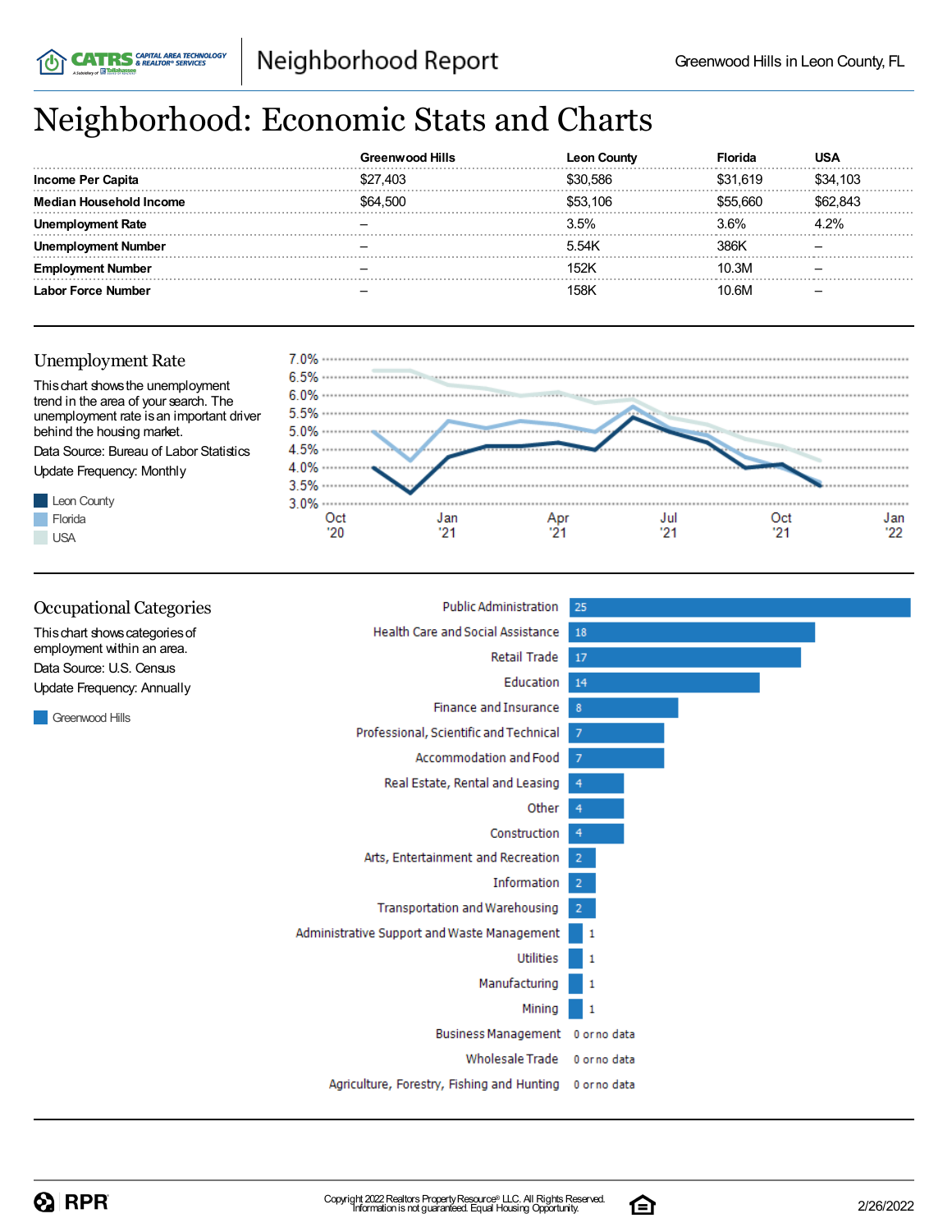# Neighborhood: Economic Stats and Charts

| | Greenwood Hills | Leon County | Florida | USA |
|---|---|---|---|---|
| **Income Per Capita** | $27,403 | $30,586 | $31,619 | $34,103 |
| **Median Household Income** | $64,500 | $53,106 | $55,660 | $62,843 |
| **Unemployment Rate** | – | 3.5% | 3.6% | 4.2% |
| **Unemployment Number** | – | 5.54K | 386K | – |
| **Employment Number** | – | 152K | 10.3M | – |
| **Labor Force Number** | – | 158K | 10.6M | – |

## Unemployment Rate

This chart shows the unemployment trend in the area of your search. The unemployment rate is an important driver behind the housing market.

Data Source: Bureau of Labor Statistics

Update Frequency: Monthly

Leon County

Florida

USA

## Occupational Categories

This chart shows categories of employment within an area.

Data Source: U.S. Census

Update Frequency: Annually

Greenwood Hills

| Category | Greenwood Hills |
|---|---|
| Public Administration | 25 |
| Health Care and Social Assistance | 18 |
| Retail Trade | 17 |
| Education | 14 |
| Finance and Insurance | 8 |
| Professional, Scientific and Technical | 7 |
| Accommodation and Food | 7 |
| Real Estate, Rental and Leasing | 4 |
| Other | 4 |
| Construction | 4 |
| Arts, Entertainment and Recreation | 2 |
| Information | 2 |
| Transportation and Warehousing | 2 |
| Administrative Support and Waste Management | 1 |
| Utilities | 1 |
| Manufacturing | 1 |
| Mining | 1 |
| Business Management | 0 or no data |
| Wholesale Trade | 0 or no data |
| Agriculture, Forestry, Fishing and Hunting | 0 or no data |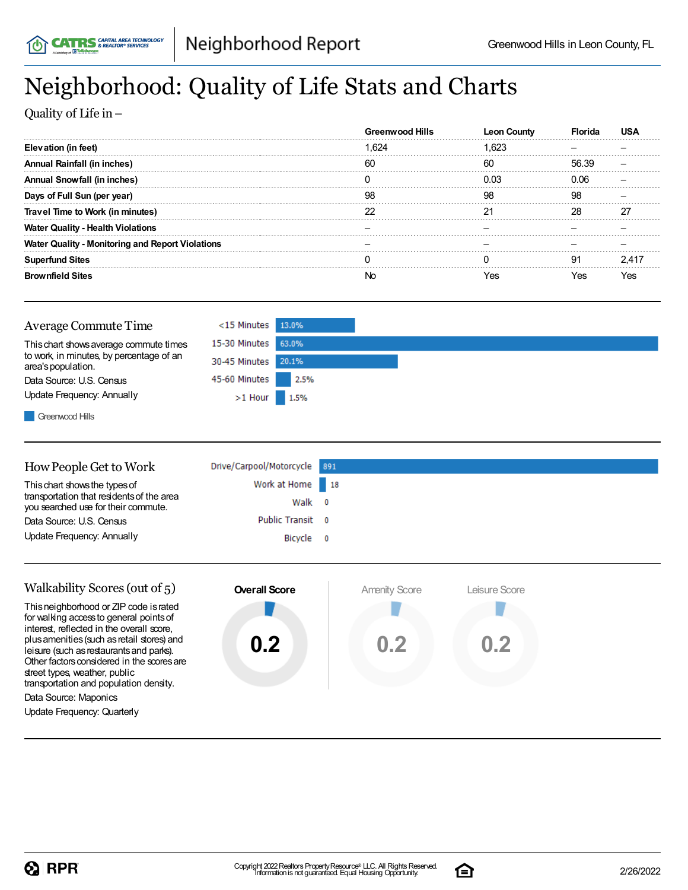# Neighborhood: Quality of Life Stats and Charts

Quality of Life in –

| | Greenwood Hills | Leon County | Florida | USA |
|---|---|---|---|---|
| **Elevation (in feet)** | 1,624 | 1,623 | – | – |
| **Annual Rainfall (in inches)** | 60 | 60 | 56.39 | – |
| **Annual Snowfall (in inches)** | 0 | 0.03 | 0.06 | – |
| **Days of Full Sun (per year)** | 98 | 98 | 98 | – |
| **Travel Time to Work (in minutes)** | 22 | 21 | 28 | 27 |
| **Water Quality - Health Violations** | – | – | – | – |
| **Water Quality - Monitoring and Report Violations** | – | – | – | – |
| **Superfund Sites** | 0 | 0 | 91 | 2,417 |
| **Brownfield Sites** | No | Yes | Yes | Yes |

## Average Commute Time

This chart shows average commute times to work, in minutes, by percentage of an area's population.

Data Source: U.S. Census

Update Frequency: Annually

| | Greenwood Hills |
|---|---|
| <15 Minutes | 13.0% |
| 15-30 Minutes | 63.0% |
| 30-45 Minutes | 20.1% |
| 45-60 Minutes | 2.5% |
| >1 Hour | 1.5% |

## How People Get to Work

This chart shows the types of transportation that residents of the area you searched use for their commute.

Data Source: U.S. Census

Update Frequency: Annually

| | |
|---|---|
| Drive/Carpool/Motorcycle | 891 |
| Work at Home | 18 |
| Walk | 0 |
| Public Transit | 0 |
| Bicycle | 0 |

## Walkability Scores (out of 5)

This neighborhood or ZIP code is rated for walking access to general points of interest, reflected in the overall score, plus amenities (such as retail stores) and leisure (such as restaurants and parks). Other factors considered in the scores are street types, weather, public transportation and population density.

Data Source: Maponics

Update Frequency: Quarterly

| Overall Score | Amenity Score | Leisure Score |
|---|---|---|
| 0.2 | 0.2 | 0.2 |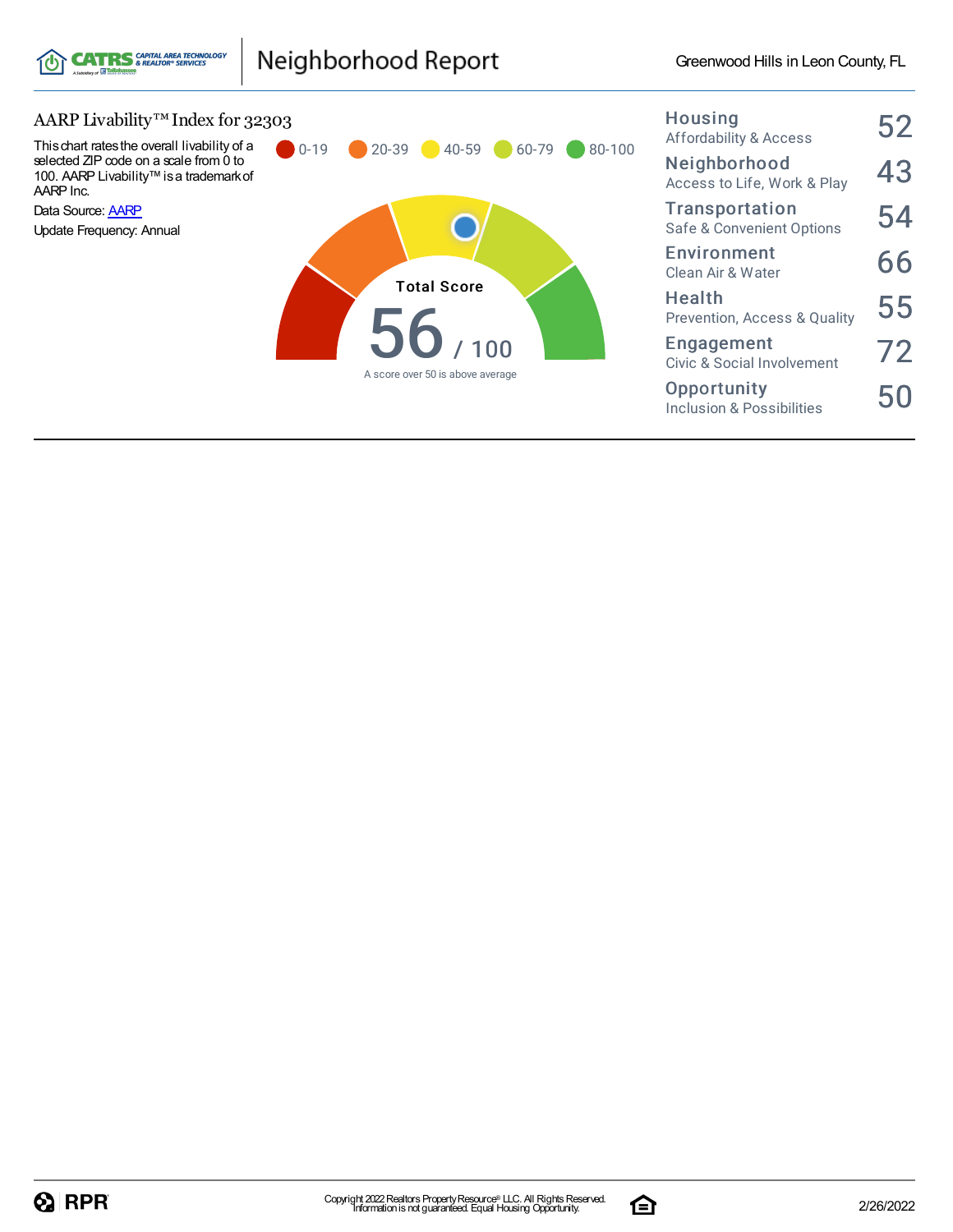## AARP Livability™ Index for 32303

This chart rates the overall livability of a selected ZIP code on a scale from 0 to 100. AARP Livability™ is a trademark of AARP Inc.

Data Source: AARP

Update Frequency: Annual

0-19 | 20-39 | 40-59 | 60-79 | 80-100

**Total Score**

**56** / 100

A score over 50 is above average

| Category | Score |
|---|---|
| **Housing** Affordability & Access | 52 |
| **Neighborhood** Access to Life, Work & Play | 43 |
| **Transportation** Safe & Convenient Options | 54 |
| **Environment** Clean Air & Water | 66 |
| **Health** Prevention, Access & Quality | 55 |
| **Engagement** Civic & Social Involvement | 72 |
| **Opportunity** Inclusion & Possibilities | 50 |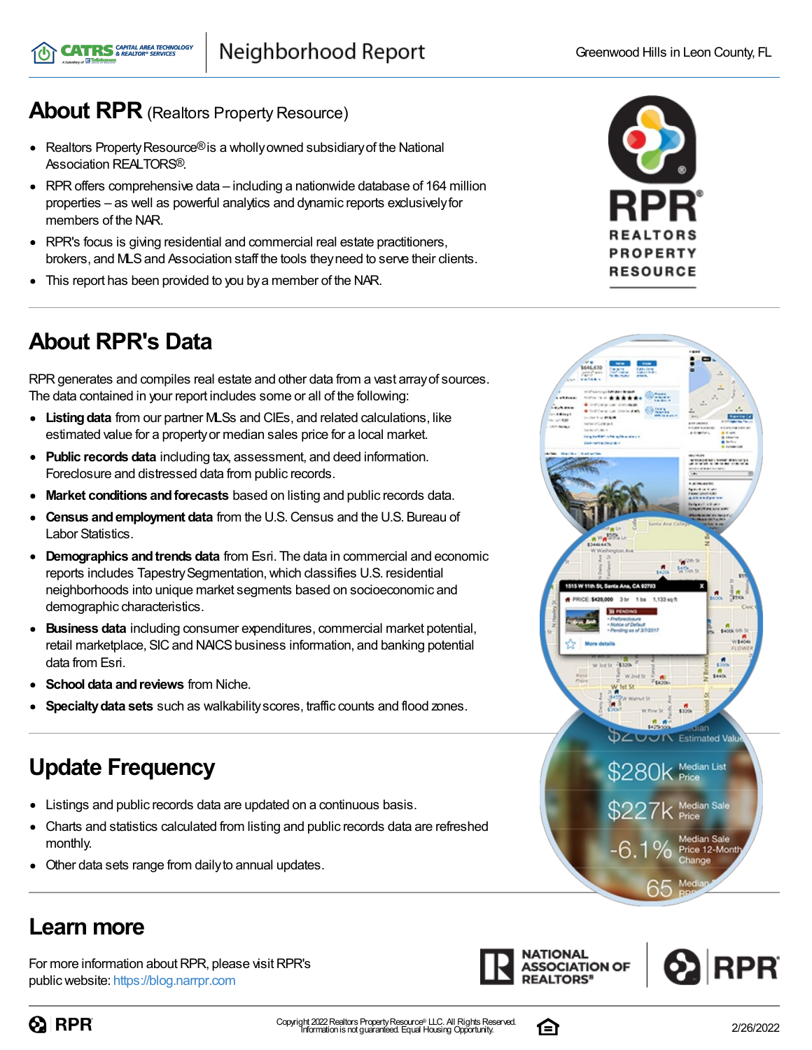## About RPR (Realtors Property Resource)

- Realtors Property Resource® is a wholly owned subsidiary of the National Association REALTORS®.
- RPR offers comprehensive data – including a nationwide database of 164 million properties – as well as powerful analytics and dynamic reports exclusively for members of the NAR.
- RPR's focus is giving residential and commercial real estate practitioners, brokers, and MLS and Association staff the tools they need to serve their clients.
- This report has been provided to you by a member of the NAR.

## About RPR's Data

RPR generates and compiles real estate and other data from a vast array of sources. The data contained in your report includes some or all of the following:

- **Listing data** from our partner MLSs and CIEs, and related calculations, like estimated value for a property or median sales price for a local market.
- **Public records data** including tax, assessment, and deed information. Foreclosure and distressed data from public records.
- **Market conditions and forecasts** based on listing and public records data.
- **Census and employment data** from the U.S. Census and the U.S. Bureau of Labor Statistics.
- **Demographics and trends data** from Esri. The data in commercial and economic reports includes Tapestry Segmentation, which classifies U.S. residential neighborhoods into unique market segments based on socioeconomic and demographic characteristics.
- **Business data** including consumer expenditures, commercial market potential, retail marketplace, SIC and NAICS business information, and banking potential data from Esri.
- **School data and reviews** from Niche.
- **Specialty data sets** such as walkability scores, traffic counts and flood zones.

## Update Frequency

- Listings and public records data are updated on a continuous basis.
- Charts and statistics calculated from listing and public records data are refreshed monthly.
- Other data sets range from daily to annual updates.

## Learn more

For more information about RPR, please visit RPR's public website: https://blog.narrpr.com